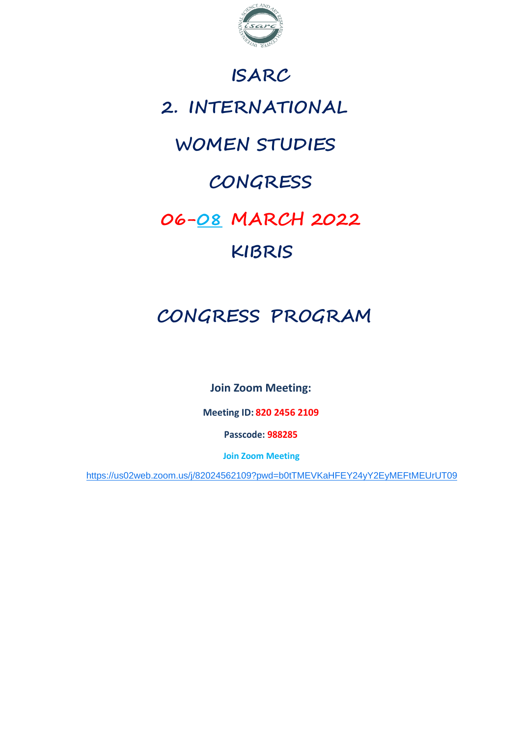# ISARC

# 2. INTERNATIONAL

# WOMEN STUDIES

# CONGRESS

# 06-08 MARCH 2022

# KIBRIS

# CONGRESS PROGRAM

**Join Zoom Meeting:**

**Meeting ID: 820 2456 2109**

**Passcode: 988285**

**Join Zoom Meeting**

https://us02web.zoom.us/j/82024562109?pwd=b0tTMEVKaHFEY24yY2EyMEFtMEUrUT09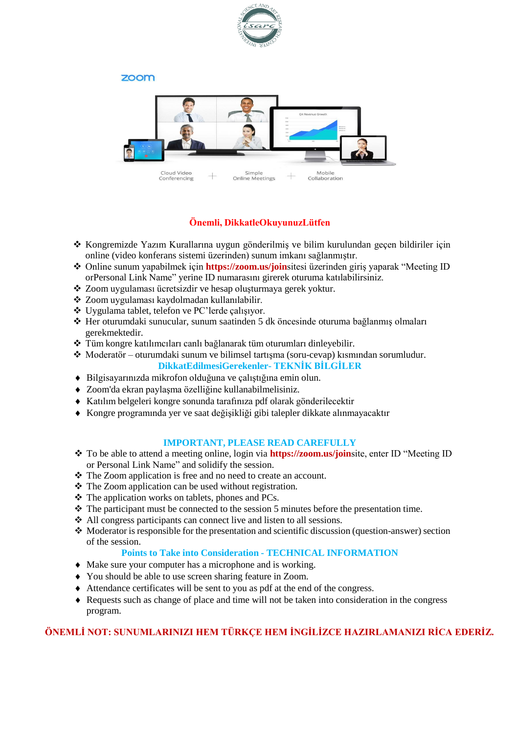**Önemli, DikkatleOkuyunuzLütfen**

- Kongremizde Yazım Kurallarına uygun gönderilmiş ve bilim kurulundan geçen bildiriler için online (video konferans sistemi üzerinden) sunum imkanı sağlanmıştır.
- Online sunum yapabilmek için **https://zoom.us/join**sitesi üzerinden giriş yaparak "Meeting ID orPersonal Link Name" yerine ID numarasını girerek oturuma katılabilirsiniz.
- Zoom uygulaması ücretsizdir ve hesap oluşturmaya gerek yoktur.
- Zoom uygulaması kaydolmadan kullanılabilir.
- Uygulama tablet, telefon ve PC'lerde çalışıyor.
- Her oturumdaki sunucular, sunum saatinden 5 dk öncesinde oturuma bağlanmış olmaları gerekmektedir.
- Tüm kongre katılımcıları canlı bağlanarak tüm oturumları dinleyebilir.
- Moderatör – oturumdaki sunum ve bilimsel tartışma (soru-cevap) kısmından sorumludur.

**DikkatEdilmesiGerekenler- TEKNİK BİLGİLER**

- Bilgisayarınızda mikrofon olduğuna ve çalıştığına emin olun.
- Zoom'da ekran paylaşma özelliğine kullanabilmelisiniz.
- Katılım belgeleri kongre sonunda tarafınıza pdf olarak gönderilecektir
- Kongre programında yer ve saat değişikliği gibi talepler dikkate alınmayacaktır

**IMPORTANT, PLEASE READ CAREFULLY**

- To be able to attend a meeting online, login via **https://zoom.us/join**site, enter ID "Meeting ID or Personal Link Name" and solidify the session.
- The Zoom application is free and no need to create an account.
- The Zoom application can be used without registration.
- The application works on tablets, phones and PCs.
- The participant must be connected to the session 5 minutes before the presentation time.
- All congress participants can connect live and listen to all sessions.
- Moderator is responsible for the presentation and scientific discussion (question-answer) section of the session.

**Points to Take into Consideration - TECHNICAL INFORMATION**

- Make sure your computer has a microphone and is working.
- You should be able to use screen sharing feature in Zoom.
- Attendance certificates will be sent to you as pdf at the end of the congress.
- Requests such as change of place and time will not be taken into consideration in the congress program.

**ÖNEMLİ NOT: SUNUMLARINIZI HEM TÜRKÇE HEM İNGİLİZCE HAZIRLAMANIZI RİCA EDERİZ.**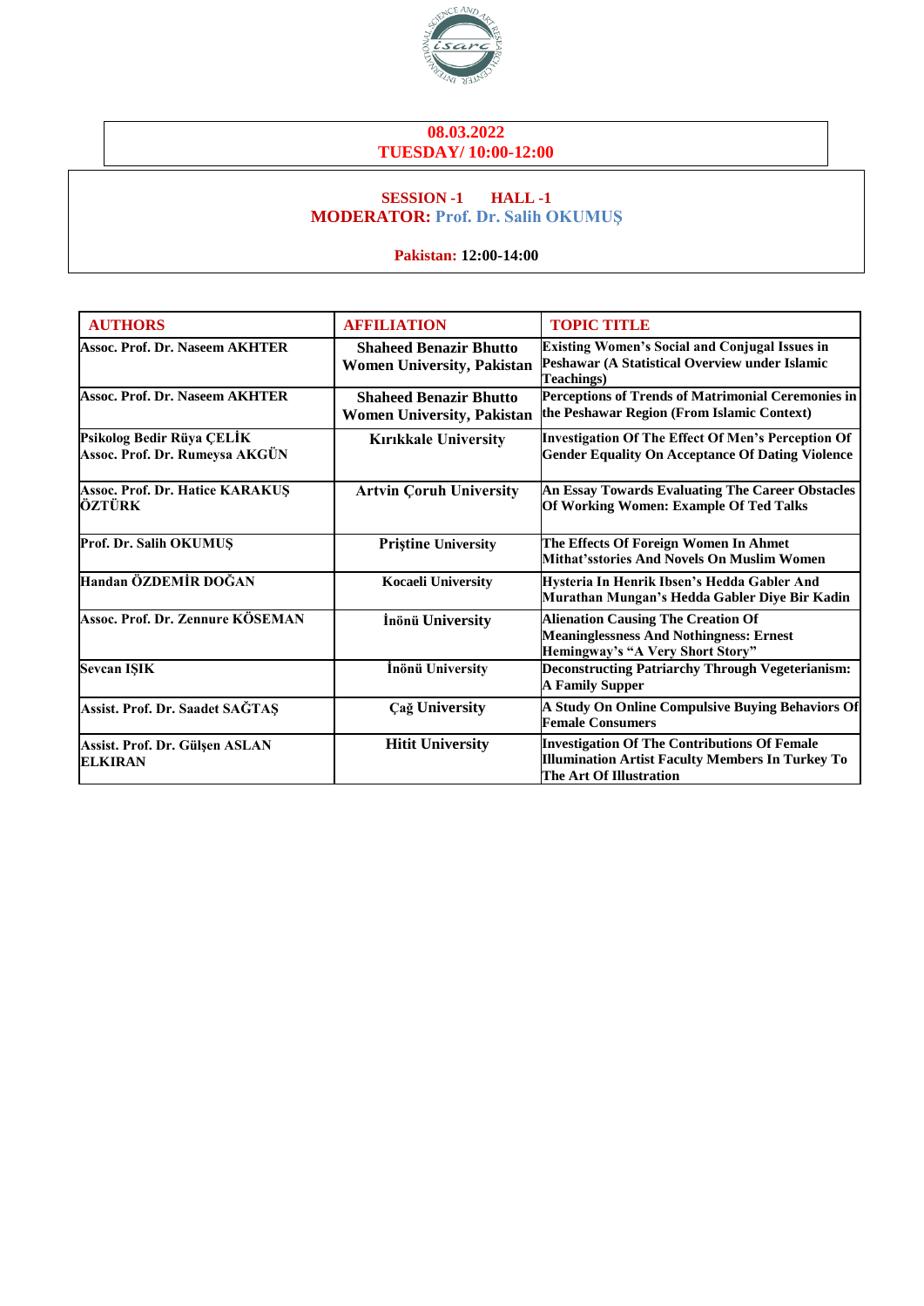**08.03.2022**
**TUESDAY/ 10:00-12:00**

**SESSION -1 HALL -1**
**MODERATOR: Prof. Dr. Salih OKUMUŞ**

**Pakistan: 12:00-14:00**

| AUTHORS | AFFILIATION | TOPIC TITLE |
|---|---|---|
| Assoc. Prof. Dr. Naseem AKHTER | Shaheed Benazir Bhutto Women University, Pakistan | Existing Women's Social and Conjugal Issues in Peshawar (A Statistical Overview under Islamic Teachings) |
| Assoc. Prof. Dr. Naseem AKHTER | Shaheed Benazir Bhutto Women University, Pakistan | Perceptions of Trends of Matrimonial Ceremonies in the Peshawar Region (From Islamic Context) |
| Psikolog Bedir Rüya ÇELİK<br>Assoc. Prof. Dr. Rumeysa AKGÜN | Kırıkkale University | Investigation Of The Effect Of Men's Perception Of Gender Equality On Acceptance Of Dating Violence |
| Assoc. Prof. Dr. Hatice KARAKUŞ ÖZTÜRK | Artvin Çoruh University | An Essay Towards Evaluating The Career Obstacles Of Working Women: Example Of Ted Talks |
| Prof. Dr. Salih OKUMUŞ | Priştine University | The Effects Of Foreign Women In Ahmet Mithat'sstories And Novels On Muslim Women |
| Handan ÖZDEMİR DOĞAN | Kocaeli University | Hysteria In Henrik Ibsen's Hedda Gabler And Murathan Mungan's Hedda Gabler Diye Bir Kadin |
| Assoc. Prof. Dr. Zennure KÖSEMAN | İnönü University | Alienation Causing The Creation Of Meaninglessness And Nothingness: Ernest Hemingway's "A Very Short Story" |
| Sevcan IŞIK | İnönü University | Deconstructing Patriarchy Through Vegeterianism: A Family Supper |
| Assist. Prof. Dr. Saadet SAĞTAŞ | Çağ University | A Study On Online Compulsive Buying Behaviors Of Female Consumers |
| Assist. Prof. Dr. Gülşen ASLAN ELKIRAN | Hitit University | Investigation Of The Contributions Of Female Illumination Artist Faculty Members In Turkey To The Art Of Illustration |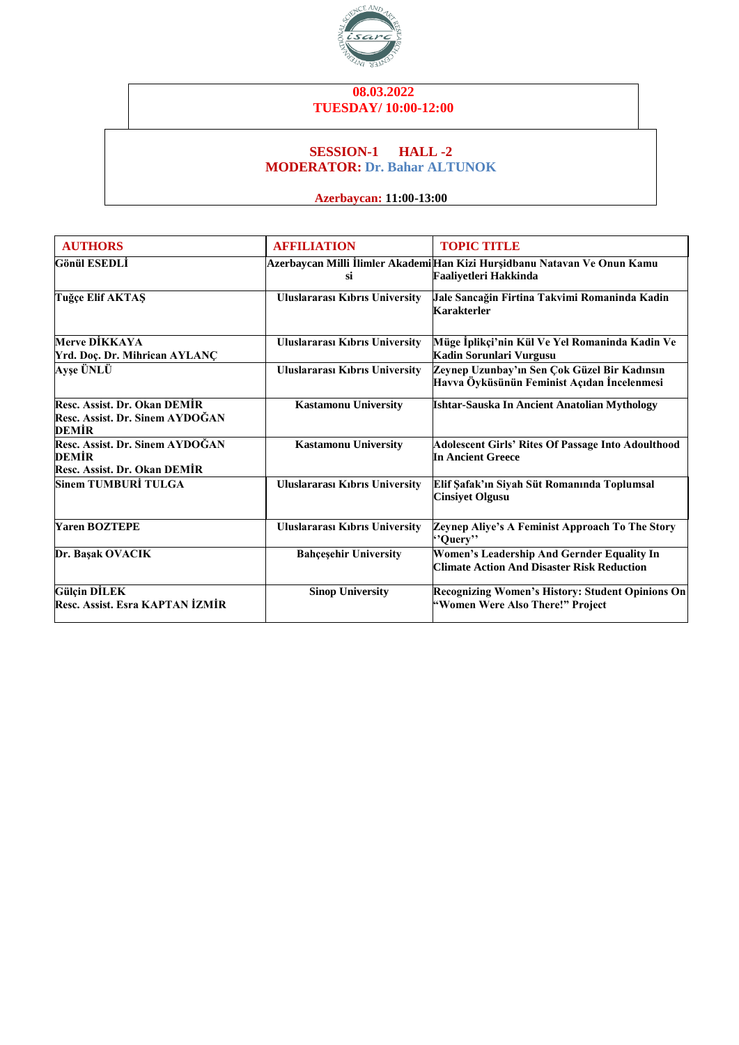**08.03.2022**
**TUESDAY/ 10:00-12:00**

**SESSION-1 HALL -2**
**MODERATOR: Dr. Bahar ALTUNOK**

**Azerbaycan: 11:00-13:00**

| AUTHORS | AFFILIATION | TOPIC TITLE |
|---|---|---|
| Gönül ESEDLİ | Azerbaycan Milli İlimler Akademisi | Han Kizi Hurşidbanu Natavan Ve Onun Kamu Faaliyetleri Hakkinda |
| Tuğçe Elif AKTAŞ | Uluslararası Kıbrıs University | Jale Sancağin Firtina Takvimi Romaninda Kadin Karakterler |
| Merve DİKKAYA<br>Yrd. Doç. Dr. Mihrican AYLANÇ | Uluslararası Kıbrıs University | Müge İplikçi'nin Kül Ve Yel Romaninda Kadin Ve Kadin Sorunlari Vurgusu |
| Ayşe ÜNLÜ | Uluslararası Kıbrıs University | Zeynep Uzunbay'ın Sen Çok Güzel Bir Kadınsın Havva Öyküsünün Feminist Açıdan İncelenmesi |
| Resc. Assist. Dr. Okan DEMİR<br>Resc. Assist. Dr. Sinem AYDOĞAN DEMİR | Kastamonu University | Ishtar-Sauska In Ancient Anatolian Mythology |
| Resc. Assist. Dr. Sinem AYDOĞAN DEMİR<br>Resc. Assist. Dr. Okan DEMİR | Kastamonu University | Adolescent Girls' Rites Of Passage Into Adoulthood In Ancient Greece |
| Sinem TUMBURİ TULGA | Uluslararası Kıbrıs University | Elif Şafak'ın Siyah Süt Romanında Toplumsal Cinsiyet Olgusu |
| Yaren BOZTEPE | Uluslararası Kıbrıs University | Zeynep Aliye's A Feminist Approach To The Story ''Query'' |
| Dr. Başak OVACIK | Bahçeşehir University | Women's Leadership And Gernder Equality In Climate Action And Disaster Risk Reduction |
| Gülçin DİLEK<br>Resc. Assist. Esra KAPTAN İZMİR | Sinop University | Recognizing Women's History: Student Opinions On "Women Were Also There!" Project |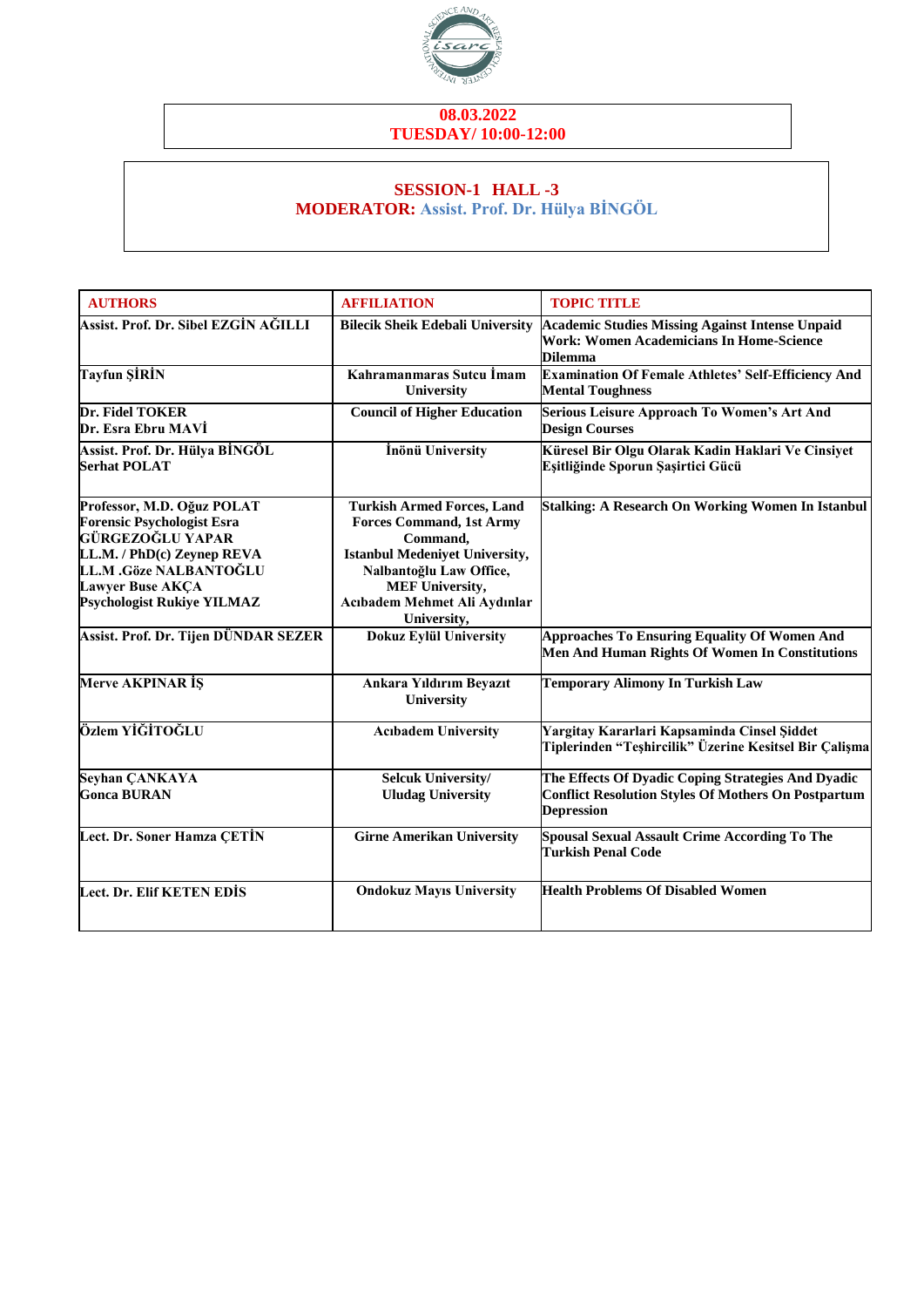**08.03.2022**
**TUESDAY/ 10:00-12:00**

**SESSION-1 HALL -3**
**MODERATOR: Assist. Prof. Dr. Hülya BİNGÖL**

| AUTHORS | AFFILIATION | TOPIC TITLE |
|---|---|---|
| Assist. Prof. Dr. Sibel EZGİN AĞILLI | Bilecik Sheik Edebali University | Academic Studies Missing Against Intense Unpaid Work: Women Academicians In Home-Science Dilemma |
| Tayfun ŞİRİN | Kahramanmaras Sutcu İmam University | Examination Of Female Athletes' Self-Efficiency And Mental Toughness |
| Dr. Fidel TOKER<br>Dr. Esra Ebru MAVİ | Council of Higher Education | Serious Leisure Approach To Women's Art And Design Courses |
| Assist. Prof. Dr. Hülya BİNGÖL<br>Serhat POLAT | İnönü University | Küresel Bir Olgu Olarak Kadin Haklari Ve Cinsiyet Eşitliğinde Sporun Şaşirtici Gücü |
| Professor, M.D. Oğuz POLAT<br>Forensic Psychologist Esra GÜRGEZOĞLU YAPAR<br>LL.M. / PhD(c) Zeynep REVA<br>LL.M .Göze NALBANTOĞLU<br>Lawyer Buse AKÇA<br>Psychologist Rukiye YILMAZ | Turkish Armed Forces, Land Forces Command, 1st Army Command,<br>Istanbul Medeniyet University,<br>Nalbantoğlu Law Office,<br>MEF University,<br>Acıbadem Mehmet Ali Aydınlar University, | Stalking: A Research On Working Women In Istanbul |
| Assist. Prof. Dr. Tijen DÜNDAR SEZER | Dokuz Eylül University | Approaches To Ensuring Equality Of Women And Men And Human Rights Of Women In Constitutions |
| Merve AKPINAR İŞ | Ankara Yıldırım Beyazıt University | Temporary Alimony In Turkish Law |
| Özlem YİĞİTOĞLU | Acıbadem University | Yargitay Kararlari Kapsaminda Cinsel Şiddet Tiplerinden "Teşhircilik" Üzerine Kesitsel Bir Çalişma |
| Seyhan ÇANKAYA<br>Gonca BURAN | Selcuk University/<br>Uludag University | The Effects Of Dyadic Coping Strategies And Dyadic Conflict Resolution Styles Of Mothers On Postpartum Depression |
| Lect. Dr. Soner Hamza ÇETİN | Girne Amerikan University | Spousal Sexual Assault Crime According To The Turkish Penal Code |
| Lect. Dr. Elif KETEN EDİS | Ondokuz Mayıs University | Health Problems Of Disabled Women |